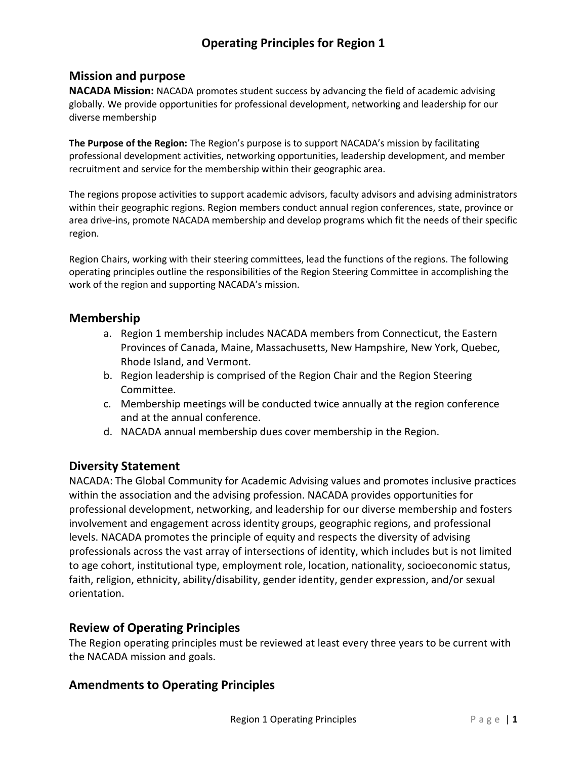# Operating Principles for Region 1

## Mission and purpose

**NACADA Mission:** NACADA promotes student success by advancing the field of academic advising globally. We provide opportunities for professional development, networking and leadership for our diverse membership

**The Purpose of the Region:** The Region's purpose is to support NACADA's mission by facilitating professional development activities, networking opportunities, leadership development, and member recruitment and service for the membership within their geographic area.

The regions propose activities to support academic advisors, faculty advisors and advising administrators within their geographic regions. Region members conduct annual region conferences, state, province or area drive-ins, promote NACADA membership and develop programs which fit the needs of their specific region.

Region Chairs, working with their steering committees, lead the functions of the regions. The following operating principles outline the responsibilities of the Region Steering Committee in accomplishing the work of the region and supporting NACADA's mission.

## Membership

a. Region 1 membership includes NACADA members from Connecticut, the Eastern Provinces of Canada, Maine, Massachusetts, New Hampshire, New York, Quebec, Rhode Island, and Vermont.
b. Region leadership is comprised of the Region Chair and the Region Steering Committee.
c. Membership meetings will be conducted twice annually at the region conference and at the annual conference.
d. NACADA annual membership dues cover membership in the Region.

## Diversity Statement

NACADA: The Global Community for Academic Advising values and promotes inclusive practices within the association and the advising profession. NACADA provides opportunities for professional development, networking, and leadership for our diverse membership and fosters involvement and engagement across identity groups, geographic regions, and professional levels. NACADA promotes the principle of equity and respects the diversity of advising professionals across the vast array of intersections of identity, which includes but is not limited to age cohort, institutional type, employment role, location, nationality, socioeconomic status, faith, religion, ethnicity, ability/disability, gender identity, gender expression, and/or sexual orientation.

## Review of Operating Principles

The Region operating principles must be reviewed at least every three years to be current with the NACADA mission and goals.

## Amendments to Operating Principles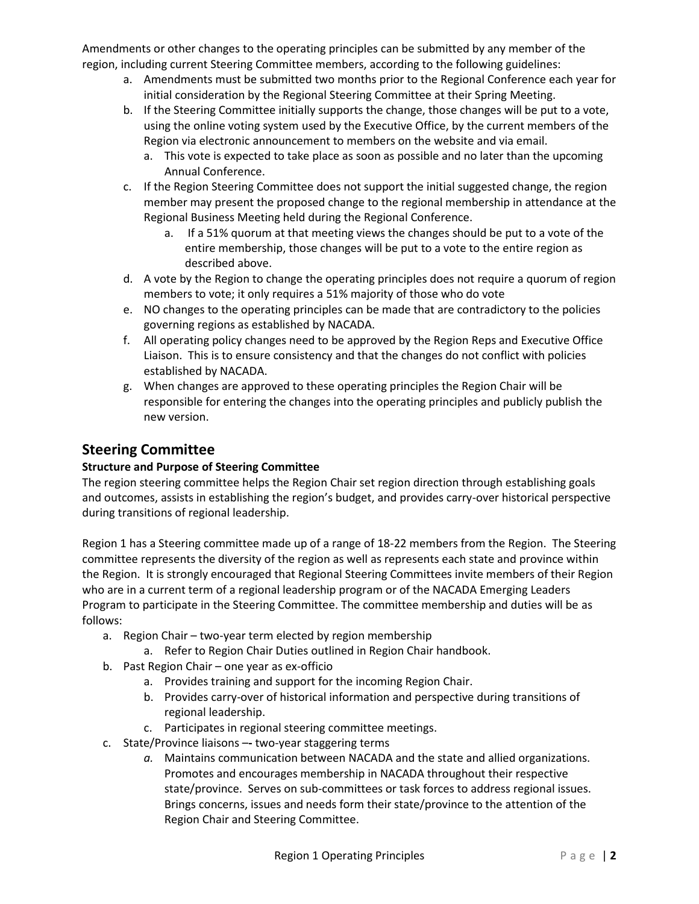Amendments or other changes to the operating principles can be submitted by any member of the region, including current Steering Committee members, according to the following guidelines:

a. Amendments must be submitted two months prior to the Regional Conference each year for initial consideration by the Regional Steering Committee at their Spring Meeting.
b. If the Steering Committee initially supports the change, those changes will be put to a vote, using the online voting system used by the Executive Office, by the current members of the Region via electronic announcement to members on the website and via email.
    a. This vote is expected to take place as soon as possible and no later than the upcoming Annual Conference.
c. If the Region Steering Committee does not support the initial suggested change, the region member may present the proposed change to the regional membership in attendance at the Regional Business Meeting held during the Regional Conference.
    a. If a 51% quorum at that meeting views the changes should be put to a vote of the entire membership, those changes will be put to a vote to the entire region as described above.
d. A vote by the Region to change the operating principles does not require a quorum of region members to vote; it only requires a 51% majority of those who do vote
e. NO changes to the operating principles can be made that are contradictory to the policies governing regions as established by NACADA.
f. All operating policy changes need to be approved by the Region Reps and Executive Office Liaison. This is to ensure consistency and that the changes do not conflict with policies established by NACADA.
g. When changes are approved to these operating principles the Region Chair will be responsible for entering the changes into the operating principles and publicly publish the new version.

## Steering Committee

**Structure and Purpose of Steering Committee**

The region steering committee helps the Region Chair set region direction through establishing goals and outcomes, assists in establishing the region's budget, and provides carry-over historical perspective during transitions of regional leadership.

Region 1 has a Steering committee made up of a range of 18-22 members from the Region. The Steering committee represents the diversity of the region as well as represents each state and province within the Region. It is strongly encouraged that Regional Steering Committees invite members of their Region who are in a current term of a regional leadership program or of the NACADA Emerging Leaders Program to participate in the Steering Committee. The committee membership and duties will be as follows:

a. Region Chair – two-year term elected by region membership
    a. Refer to Region Chair Duties outlined in Region Chair handbook.
b. Past Region Chair – one year as ex-officio
    a. Provides training and support for the incoming Region Chair.
    b. Provides carry-over of historical information and perspective during transitions of regional leadership.
    c. Participates in regional steering committee meetings.
c. State/Province liaisons –- two-year staggering terms
    *a.* Maintains communication between NACADA and the state and allied organizations. Promotes and encourages membership in NACADA throughout their respective state/province. Serves on sub-committees or task forces to address regional issues. Brings concerns, issues and needs form their state/province to the attention of the Region Chair and Steering Committee.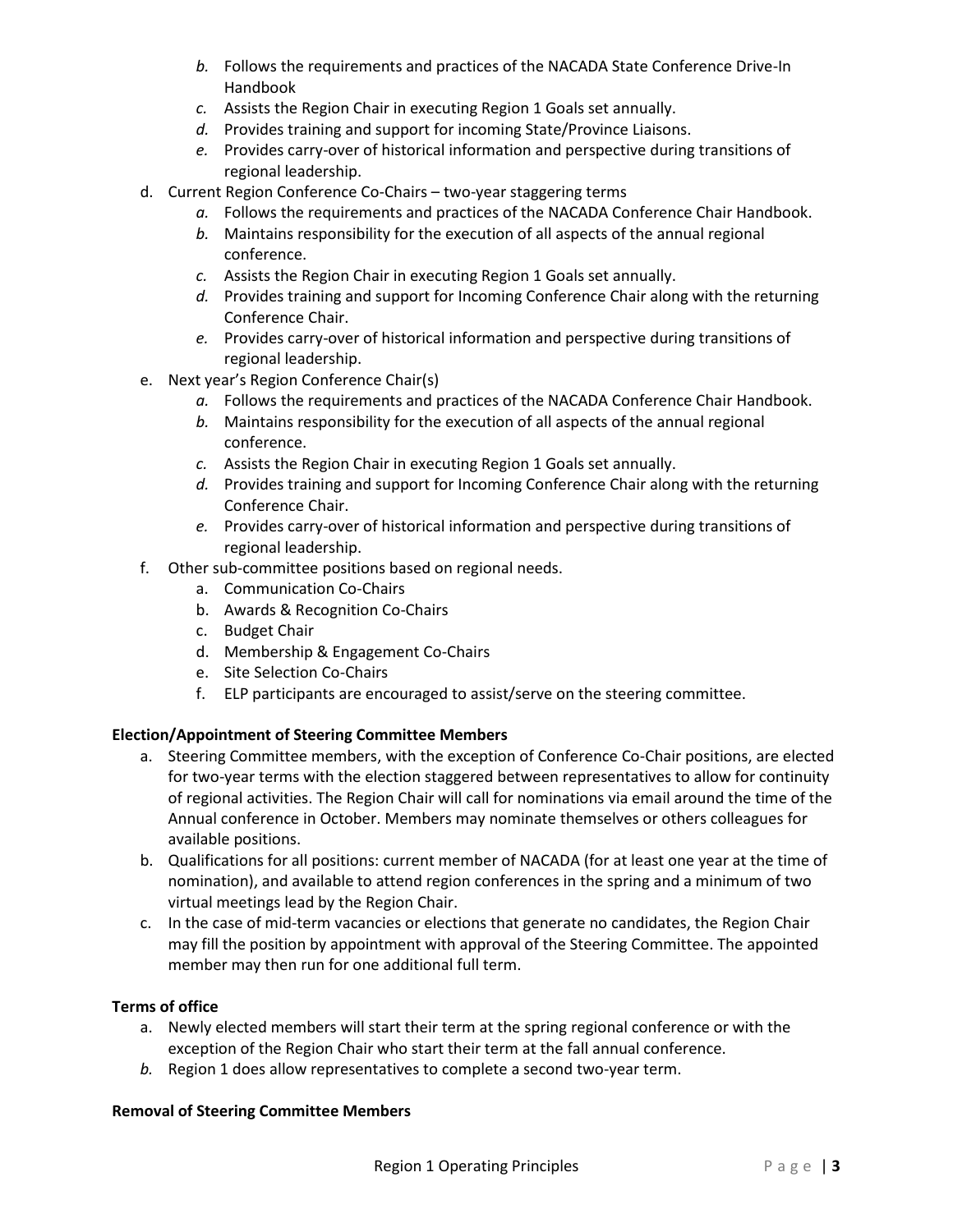- *b.* Follows the requirements and practices of the NACADA State Conference Drive-In Handbook
   - *c.* Assists the Region Chair in executing Region 1 Goals set annually.
   - *d.* Provides training and support for incoming State/Province Liaisons.
   - *e.* Provides carry-over of historical information and perspective during transitions of regional leadership.

d. Current Region Conference Co-Chairs – two-year staggering terms
   - *a.* Follows the requirements and practices of the NACADA Conference Chair Handbook.
   - *b.* Maintains responsibility for the execution of all aspects of the annual regional conference.
   - *c.* Assists the Region Chair in executing Region 1 Goals set annually.
   - *d.* Provides training and support for Incoming Conference Chair along with the returning Conference Chair.
   - *e.* Provides carry-over of historical information and perspective during transitions of regional leadership.

e. Next year's Region Conference Chair(s)
   - *a.* Follows the requirements and practices of the NACADA Conference Chair Handbook.
   - *b.* Maintains responsibility for the execution of all aspects of the annual regional conference.
   - *c.* Assists the Region Chair in executing Region 1 Goals set annually.
   - *d.* Provides training and support for Incoming Conference Chair along with the returning Conference Chair.
   - *e.* Provides carry-over of historical information and perspective during transitions of regional leadership.

f. Other sub-committee positions based on regional needs.
   - a. Communication Co-Chairs
   - b. Awards & Recognition Co-Chairs
   - c. Budget Chair
   - d. Membership & Engagement Co-Chairs
   - e. Site Selection Co-Chairs
   - f. ELP participants are encouraged to assist/serve on the steering committee.

**Election/Appointment of Steering Committee Members**

a. Steering Committee members, with the exception of Conference Co-Chair positions, are elected for two-year terms with the election staggered between representatives to allow for continuity of regional activities. The Region Chair will call for nominations via email around the time of the Annual conference in October. Members may nominate themselves or others colleagues for available positions.

b. Qualifications for all positions: current member of NACADA (for at least one year at the time of nomination), and available to attend region conferences in the spring and a minimum of two virtual meetings lead by the Region Chair.

c. In the case of mid-term vacancies or elections that generate no candidates, the Region Chair may fill the position by appointment with approval of the Steering Committee. The appointed member may then run for one additional full term.

**Terms of office**

a. Newly elected members will start their term at the spring regional conference or with the exception of the Region Chair who start their term at the fall annual conference.

*b.* Region 1 does allow representatives to complete a second two-year term.

**Removal of Steering Committee Members**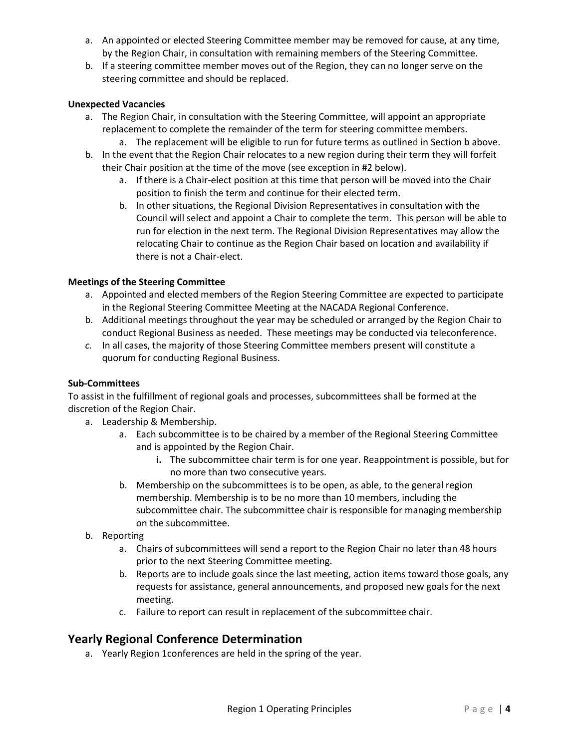a. An appointed or elected Steering Committee member may be removed for cause, at any time, by the Region Chair, in consultation with remaining members of the Steering Committee.
b. If a steering committee member moves out of the Region, they can no longer serve on the steering committee and should be replaced.

**Unexpected Vacancies**

a. The Region Chair, in consultation with the Steering Committee, will appoint an appropriate replacement to complete the remainder of the term for steering committee members.
    a. The replacement will be eligible to run for future terms as outlined in Section b above.
b. In the event that the Region Chair relocates to a new region during their term they will forfeit their Chair position at the time of the move (see exception in #2 below).
    a. If there is a Chair-elect position at this time that person will be moved into the Chair position to finish the term and continue for their elected term.
    b. In other situations, the Regional Division Representatives in consultation with the Council will select and appoint a Chair to complete the term. This person will be able to run for election in the next term. The Regional Division Representatives may allow the relocating Chair to continue as the Region Chair based on location and availability if there is not a Chair-elect.

**Meetings of the Steering Committee**

a. Appointed and elected members of the Region Steering Committee are expected to participate in the Regional Steering Committee Meeting at the NACADA Regional Conference.
b. Additional meetings throughout the year may be scheduled or arranged by the Region Chair to conduct Regional Business as needed. These meetings may be conducted via teleconference.
*c.* In all cases, the majority of those Steering Committee members present will constitute a quorum for conducting Regional Business.

**Sub-Committees**

To assist in the fulfillment of regional goals and processes, subcommittees shall be formed at the discretion of the Region Chair.

a. Leadership & Membership.
    a. Each subcommittee is to be chaired by a member of the Regional Steering Committee and is appointed by the Region Chair.
        **i.** The subcommittee chair term is for one year. Reappointment is possible, but for no more than two consecutive years.
    b. Membership on the subcommittees is to be open, as able, to the general region membership. Membership is to be no more than 10 members, including the subcommittee chair. The subcommittee chair is responsible for managing membership on the subcommittee.
b. Reporting
    a. Chairs of subcommittees will send a report to the Region Chair no later than 48 hours prior to the next Steering Committee meeting.
    b. Reports are to include goals since the last meeting, action items toward those goals, any requests for assistance, general announcements, and proposed new goals for the next meeting.
    c. Failure to report can result in replacement of the subcommittee chair.

## Yearly Regional Conference Determination

a. Yearly Region 1conferences are held in the spring of the year.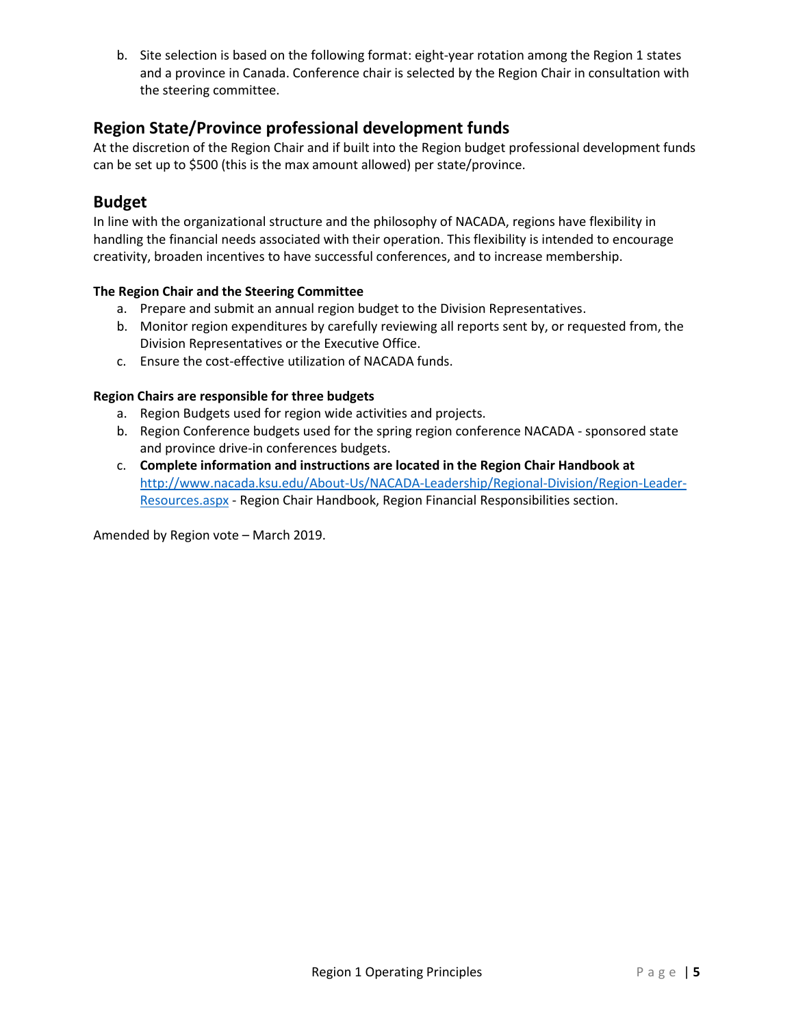b. Site selection is based on the following format: eight-year rotation among the Region 1 states and a province in Canada. Conference chair is selected by the Region Chair in consultation with the steering committee.

## Region State/Province professional development funds

At the discretion of the Region Chair and if built into the Region budget professional development funds can be set up to $500 (this is the max amount allowed) per state/province.

## Budget

In line with the organizational structure and the philosophy of NACADA, regions have flexibility in handling the financial needs associated with their operation. This flexibility is intended to encourage creativity, broaden incentives to have successful conferences, and to increase membership.

**The Region Chair and the Steering Committee**

a. Prepare and submit an annual region budget to the Division Representatives.
b. Monitor region expenditures by carefully reviewing all reports sent by, or requested from, the Division Representatives or the Executive Office.
c. Ensure the cost-effective utilization of NACADA funds.

**Region Chairs are responsible for three budgets**

a. Region Budgets used for region wide activities and projects.
b. Region Conference budgets used for the spring region conference NACADA - sponsored state and province drive-in conferences budgets.
c. **Complete information and instructions are located in the Region Chair Handbook at** [http://www.nacada.ksu.edu/About-Us/NACADA-Leadership/Regional-Division/Region-Leader-Resources.aspx](http://www.nacada.ksu.edu/About-Us/NACADA-Leadership/Regional-Division/Region-Leader-Resources.aspx) - Region Chair Handbook, Region Financial Responsibilities section.

Amended by Region vote – March 2019.